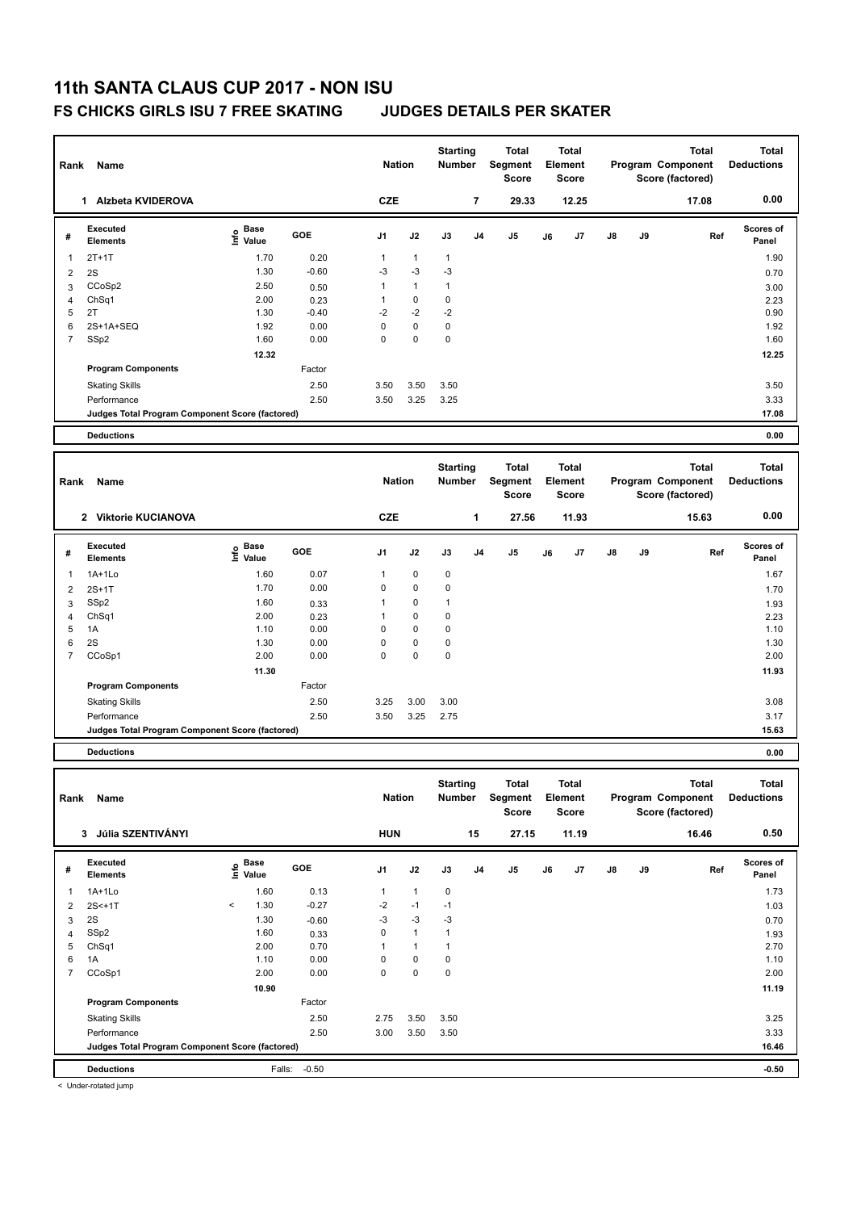# 11th SANTA CLAUS CUP 2017 - NON ISU

## FS CHICKS GIRLS ISU 7 FREE SKATING JUDGES DETAILS PER SKATER

| Rank | Name | Nation | Starting Number | Total Segment Score | Total Element Score | Total Program Component Score (factored) | Total Deductions |
|---|---|---|---|---|---|---|---|
| 1 | Alzbeta KVIDEROVA | CZE | 7 | 29.33 | 12.25 | 17.08 | 0.00 |

| # | Executed Elements | Info | Base Value | GOE | J1 | J2 | J3 | J4 | J5 | J6 | J7 | J8 | J9 | Ref | Scores of Panel |
|---|---|---|---|---|---|---|---|---|---|---|---|---|---|---|---|
| 1 | 2T+1T | | 1.70 | 0.20 | 1 | 1 | 1 | | | | | | | | 1.90 |
| 2 | 2S | | 1.30 | -0.60 | -3 | -3 | -3 | | | | | | | | 0.70 |
| 3 | CCoSp2 | | 2.50 | 0.50 | 1 | 1 | 1 | | | | | | | | 3.00 |
| 4 | ChSq1 | | 2.00 | 0.23 | 1 | 0 | 0 | | | | | | | | 2.23 |
| 5 | 2T | | 1.30 | -0.40 | -2 | -2 | -2 | | | | | | | | 0.90 |
| 6 | 2S+1A+SEQ | | 1.92 | 0.00 | 0 | 0 | 0 | | | | | | | | 1.92 |
| 7 | SSp2 | | 1.60 | 0.00 | 0 | 0 | 0 | | | | | | | | 1.60 |
| | | | 12.32 | | | | | | | | | | | | 12.25 |
| | Program Components | | | Factor | | | | | | | | | | | |
| | Skating Skills | | | 2.50 | 3.50 | 3.50 | 3.50 | | | | | | | | 3.50 |
| | Performance | | | 2.50 | 3.50 | 3.25 | 3.25 | | | | | | | | 3.33 |
| | Judges Total Program Component Score (factored) | | | | | | | | | | | | | | 17.08 |
| | Deductions | | | | | | | | | | | | | | 0.00 |

| Rank | Name | Nation | Starting Number | Total Segment Score | Total Element Score | Total Program Component Score (factored) | Total Deductions |
|---|---|---|---|---|---|---|---|
| 2 | Viktorie KUCIANOVA | CZE | 1 | 27.56 | 11.93 | 15.63 | 0.00 |

| # | Executed Elements | Info | Base Value | GOE | J1 | J2 | J3 | J4 | J5 | J6 | J7 | J8 | J9 | Ref | Scores of Panel |
|---|---|---|---|---|---|---|---|---|---|---|---|---|---|---|---|
| 1 | 1A+1Lo | | 1.60 | 0.07 | 1 | 0 | 0 | | | | | | | | 1.67 |
| 2 | 2S+1T | | 1.70 | 0.00 | 0 | 0 | 0 | | | | | | | | 1.70 |
| 3 | SSp2 | | 1.60 | 0.33 | 1 | 0 | 1 | | | | | | | | 1.93 |
| 4 | ChSq1 | | 2.00 | 0.23 | 1 | 0 | 0 | | | | | | | | 2.23 |
| 5 | 1A | | 1.10 | 0.00 | 0 | 0 | 0 | | | | | | | | 1.10 |
| 6 | 2S | | 1.30 | 0.00 | 0 | 0 | 0 | | | | | | | | 1.30 |
| 7 | CCoSp1 | | 2.00 | 0.00 | 0 | 0 | 0 | | | | | | | | 2.00 |
| | | | 11.30 | | | | | | | | | | | | 11.93 |
| | Program Components | | | Factor | | | | | | | | | | | |
| | Skating Skills | | | 2.50 | 3.25 | 3.00 | 3.00 | | | | | | | | 3.08 |
| | Performance | | | 2.50 | 3.50 | 3.25 | 2.75 | | | | | | | | 3.17 |
| | Judges Total Program Component Score (factored) | | | | | | | | | | | | | | 15.63 |
| | Deductions | | | | | | | | | | | | | | 0.00 |

| Rank | Name | Nation | Starting Number | Total Segment Score | Total Element Score | Total Program Component Score (factored) | Total Deductions |
|---|---|---|---|---|---|---|---|
| 3 | Júlia SZENTIVÁNYI | HUN | 15 | 27.15 | 11.19 | 16.46 | 0.50 |

| # | Executed Elements | Info | Base Value | GOE | J1 | J2 | J3 | J4 | J5 | J6 | J7 | J8 | J9 | Ref | Scores of Panel |
|---|---|---|---|---|---|---|---|---|---|---|---|---|---|---|---|
| 1 | 1A+1Lo | | 1.60 | 0.13 | 1 | 1 | 0 | | | | | | | | 1.73 |
| 2 | 2S<+1T | < | 1.30 | -0.27 | -2 | -1 | -1 | | | | | | | | 1.03 |
| 3 | 2S | | 1.30 | -0.60 | -3 | -3 | -3 | | | | | | | | 0.70 |
| 4 | SSp2 | | 1.60 | 0.33 | 0 | 1 | 1 | | | | | | | | 1.93 |
| 5 | ChSq1 | | 2.00 | 0.70 | 1 | 1 | 1 | | | | | | | | 2.70 |
| 6 | 1A | | 1.10 | 0.00 | 0 | 0 | 0 | | | | | | | | 1.10 |
| 7 | CCoSp1 | | 2.00 | 0.00 | 0 | 0 | 0 | | | | | | | | 2.00 |
| | | | 10.90 | | | | | | | | | | | | 11.19 |
| | Program Components | | | Factor | | | | | | | | | | | |
| | Skating Skills | | | 2.50 | 2.75 | 3.50 | 3.50 | | | | | | | | 3.25 |
| | Performance | | | 2.50 | 3.00 | 3.50 | 3.50 | | | | | | | | 3.33 |
| | Judges Total Program Component Score (factored) | | | | | | | | | | | | | | 16.46 |
| | Deductions | | Falls: | -0.50 | | | | | | | | | | | -0.50 |

< Under-rotated jump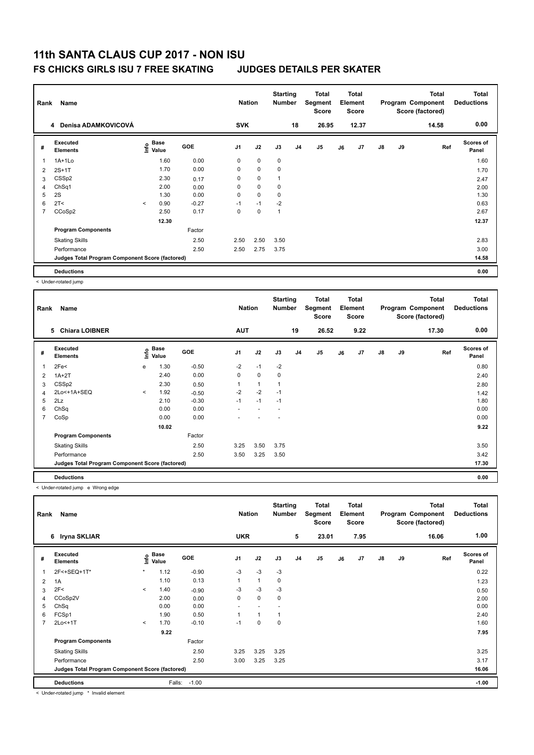# 11th SANTA CLAUS CUP 2017 - NON ISU

## FS CHICKS GIRLS ISU 7 FREE SKATING JUDGES DETAILS PER SKATER

| Rank | Name | Nation | Starting Number | Total Segment Score | Total Element Score | Total Program Component Score (factored) | Total Deductions |
|---|---|---|---|---|---|---|---|
| 4 | Denisa ADAMKOVICOVÁ | SVK | 18 | 26.95 | 12.37 | 14.58 | 0.00 |

| # | Executed Elements | Info | Base Value | GOE | J1 | J2 | J3 | J4 | J5 | J6 | J7 | J8 | J9 | Ref | Scores of Panel |
|---|---|---|---|---|---|---|---|---|---|---|---|---|---|---|---|
| 1 | 1A+1Lo | | 1.60 | 0.00 | 0 | 0 | 0 | | | | | | | | 1.60 |
| 2 | 2S+1T | | 1.70 | 0.00 | 0 | 0 | 0 | | | | | | | | 1.70 |
| 3 | CSSp2 | | 2.30 | 0.17 | 0 | 0 | 1 | | | | | | | | 2.47 |
| 4 | ChSq1 | | 2.00 | 0.00 | 0 | 0 | 0 | | | | | | | | 2.00 |
| 5 | 2S | | 1.30 | 0.00 | 0 | 0 | 0 | | | | | | | | 1.30 |
| 6 | 2T< | < | 0.90 | -0.27 | -1 | -1 | -2 | | | | | | | | 0.63 |
| 7 | CCoSp2 | | 2.50 | 0.17 | 0 | 0 | 1 | | | | | | | | 2.67 |
| | | | 12.30 | | | | | | | | | | | | 12.37 |
| | Program Components | | | Factor | | | | | | | | | | | |
| | Skating Skills | | | 2.50 | 2.50 | 2.50 | 3.50 | | | | | | | | 2.83 |
| | Performance | | | 2.50 | 2.50 | 2.75 | 3.75 | | | | | | | | 3.00 |
| | Judges Total Program Component Score (factored) | | | | | | | | | | | | | | 14.58 |
| | Deductions | | | | | | | | | | | | | | 0.00 |

< Under-rotated jump

| Rank | Name | Nation | Starting Number | Total Segment Score | Total Element Score | Total Program Component Score (factored) | Total Deductions |
|---|---|---|---|---|---|---|---|
| 5 | Chiara LOIBNER | AUT | 19 | 26.52 | 9.22 | 17.30 | 0.00 |

| # | Executed Elements | Info | Base Value | GOE | J1 | J2 | J3 | J4 | J5 | J6 | J7 | J8 | J9 | Ref | Scores of Panel |
|---|---|---|---|---|---|---|---|---|---|---|---|---|---|---|---|
| 1 | 2Fe< | e | 1.30 | -0.50 | -2 | -1 | -2 | | | | | | | | 0.80 |
| 2 | 1A+2T | | 2.40 | 0.00 | 0 | 0 | 0 | | | | | | | | 2.40 |
| 3 | CSSp2 | | 2.30 | 0.50 | 1 | 1 | 1 | | | | | | | | 2.80 |
| 4 | 2Lo<+1A+SEQ | < | 1.92 | -0.50 | -2 | -2 | -1 | | | | | | | | 1.42 |
| 5 | 2Lz | | 2.10 | -0.30 | -1 | -1 | -1 | | | | | | | | 1.80 |
| 6 | ChSq | | 0.00 | 0.00 | - | - | - | | | | | | | | 0.00 |
| 7 | CoSp | | 0.00 | 0.00 | - | - | - | | | | | | | | 0.00 |
| | | | 10.02 | | | | | | | | | | | | 9.22 |
| | Program Components | | | Factor | | | | | | | | | | | |
| | Skating Skills | | | 2.50 | 3.25 | 3.50 | 3.75 | | | | | | | | 3.50 |
| | Performance | | | 2.50 | 3.50 | 3.25 | 3.50 | | | | | | | | 3.42 |
| | Judges Total Program Component Score (factored) | | | | | | | | | | | | | | 17.30 |
| | Deductions | | | | | | | | | | | | | | 0.00 |

< Under-rotated jump e Wrong edge

| Rank | Name | Nation | Starting Number | Total Segment Score | Total Element Score | Total Program Component Score (factored) | Total Deductions |
|---|---|---|---|---|---|---|---|
| 6 | Iryna SKLIAR | UKR | 5 | 23.01 | 7.95 | 16.06 | 1.00 |

| # | Executed Elements | Info | Base Value | GOE | J1 | J2 | J3 | J4 | J5 | J6 | J7 | J8 | J9 | Ref | Scores of Panel |
|---|---|---|---|---|---|---|---|---|---|---|---|---|---|---|---|
| 1 | 2F<+SEQ+1T* | * | 1.12 | -0.90 | -3 | -3 | -3 | | | | | | | | 0.22 |
| 2 | 1A | | 1.10 | 0.13 | 1 | 1 | 0 | | | | | | | | 1.23 |
| 3 | 2F< | < | 1.40 | -0.90 | -3 | -3 | -3 | | | | | | | | 0.50 |
| 4 | CCoSp2V | | 2.00 | 0.00 | 0 | 0 | 0 | | | | | | | | 2.00 |
| 5 | ChSq | | 0.00 | 0.00 | - | - | - | | | | | | | | 0.00 |
| 6 | FCSp1 | | 1.90 | 0.50 | 1 | 1 | 1 | | | | | | | | 2.40 |
| 7 | 2Lo<+1T | < | 1.70 | -0.10 | -1 | 0 | 0 | | | | | | | | 1.60 |
| | | | 9.22 | | | | | | | | | | | | 7.95 |
| | Program Components | | | Factor | | | | | | | | | | | |
| | Skating Skills | | | 2.50 | 3.25 | 3.25 | 3.25 | | | | | | | | 3.25 |
| | Performance | | | 2.50 | 3.00 | 3.25 | 3.25 | | | | | | | | 3.17 |
| | Judges Total Program Component Score (factored) | | | | | | | | | | | | | | 16.06 |
| | Deductions | | Falls: | -1.00 | | | | | | | | | | | -1.00 |

< Under-rotated jump * Invalid element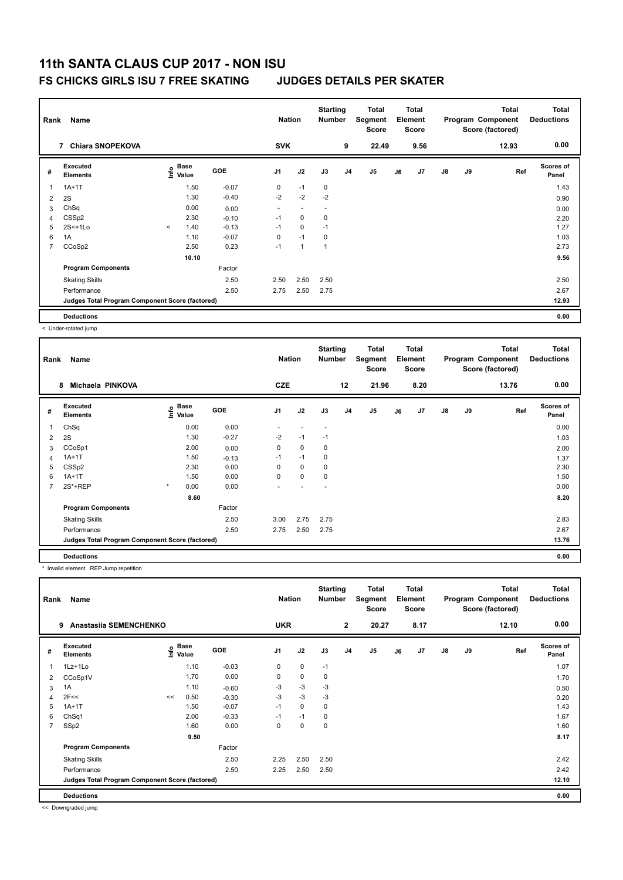# 11th SANTA CLAUS CUP 2017 - NON ISU

## FS CHICKS GIRLS ISU 7 FREE SKATING JUDGES DETAILS PER SKATER

| Rank | Name | Nation | Starting Number | Total Segment Score | Total Element Score | Total Program Component Score (factored) | Total Deductions |
|---|---|---|---|---|---|---|---|
| 7 | Chiara SNOPEKOVA | SVK | 9 | 22.49 | 9.56 | 12.93 | 0.00 |

| # | Executed Elements | Info | Base Value | GOE | J1 | J2 | J3 | J4 | J5 | J6 | J7 | J8 | J9 | Ref | Scores of Panel |
|---|---|---|---|---|---|---|---|---|---|---|---|---|---|---|---|
| 1 | 1A+1T | | 1.50 | -0.07 | 0 | -1 | 0 | | | | | | | | 1.43 |
| 2 | 2S | | 1.30 | -0.40 | -2 | -2 | -2 | | | | | | | | 0.90 |
| 3 | ChSq | | 0.00 | 0.00 | - | - | - | | | | | | | | 0.00 |
| 4 | CSSp2 | | 2.30 | -0.10 | -1 | 0 | 0 | | | | | | | | 2.20 |
| 5 | 2S<+1Lo | < | 1.40 | -0.13 | -1 | 0 | -1 | | | | | | | | 1.27 |
| 6 | 1A | | 1.10 | -0.07 | 0 | -1 | 0 | | | | | | | | 1.03 |
| 7 | CCoSp2 | | 2.50 | 0.23 | -1 | 1 | 1 | | | | | | | | 2.73 |
| | | | 10.10 | | | | | | | | | | | | 9.56 |
| | **Program Components** | | | Factor | | | | | | | | | | | |
| | Skating Skills | | | 2.50 | 2.50 | 2.50 | 2.50 | | | | | | | | 2.50 |
| | Performance | | | 2.50 | 2.75 | 2.50 | 2.75 | | | | | | | | 2.67 |
| | **Judges Total Program Component Score (factored)** | | | | | | | | | | | | | | 12.93 |
| | **Deductions** | | | | | | | | | | | | | | 0.00 |

< Under-rotated jump

| Rank | Name | Nation | Starting Number | Total Segment Score | Total Element Score | Total Program Component Score (factored) | Total Deductions |
|---|---|---|---|---|---|---|---|
| 8 | Michaela PINKOVA | CZE | 12 | 21.96 | 8.20 | 13.76 | 0.00 |

| # | Executed Elements | Info | Base Value | GOE | J1 | J2 | J3 | J4 | J5 | J6 | J7 | J8 | J9 | Ref | Scores of Panel |
|---|---|---|---|---|---|---|---|---|---|---|---|---|---|---|---|
| 1 | ChSq | | 0.00 | 0.00 | - | - | - | | | | | | | | 0.00 |
| 2 | 2S | | 1.30 | -0.27 | -2 | -1 | -1 | | | | | | | | 1.03 |
| 3 | CCoSp1 | | 2.00 | 0.00 | 0 | 0 | 0 | | | | | | | | 2.00 |
| 4 | 1A+1T | | 1.50 | -0.13 | -1 | -1 | 0 | | | | | | | | 1.37 |
| 5 | CSSp2 | | 2.30 | 0.00 | 0 | 0 | 0 | | | | | | | | 2.30 |
| 6 | 1A+1T | | 1.50 | 0.00 | 0 | 0 | 0 | | | | | | | | 1.50 |
| 7 | 2S*+REP | * | 0.00 | 0.00 | - | - | - | | | | | | | | 0.00 |
| | | | 8.60 | | | | | | | | | | | | 8.20 |
| | **Program Components** | | | Factor | | | | | | | | | | | |
| | Skating Skills | | | 2.50 | 3.00 | 2.75 | 2.75 | | | | | | | | 2.83 |
| | Performance | | | 2.50 | 2.75 | 2.50 | 2.75 | | | | | | | | 2.67 |
| | **Judges Total Program Component Score (factored)** | | | | | | | | | | | | | | 13.76 |
| | **Deductions** | | | | | | | | | | | | | | 0.00 |

* Invalid element REP Jump repetition

| Rank | Name | Nation | Starting Number | Total Segment Score | Total Element Score | Total Program Component Score (factored) | Total Deductions |
|---|---|---|---|---|---|---|---|
| 9 | Anastasiia SEMENCHENKO | UKR | 2 | 20.27 | 8.17 | 12.10 | 0.00 |

| # | Executed Elements | Info | Base Value | GOE | J1 | J2 | J3 | J4 | J5 | J6 | J7 | J8 | J9 | Ref | Scores of Panel |
|---|---|---|---|---|---|---|---|---|---|---|---|---|---|---|---|
| 1 | 1Lz+1Lo | | 1.10 | -0.03 | 0 | 0 | -1 | | | | | | | | 1.07 |
| 2 | CCoSp1V | | 1.70 | 0.00 | 0 | 0 | 0 | | | | | | | | 1.70 |
| 3 | 1A | | 1.10 | -0.60 | -3 | -3 | -3 | | | | | | | | 0.50 |
| 4 | 2F<< | << | 0.50 | -0.30 | -3 | -3 | -3 | | | | | | | | 0.20 |
| 5 | 1A+1T | | 1.50 | -0.07 | -1 | 0 | 0 | | | | | | | | 1.43 |
| 6 | ChSq1 | | 2.00 | -0.33 | -1 | -1 | 0 | | | | | | | | 1.67 |
| 7 | SSp2 | | 1.60 | 0.00 | 0 | 0 | 0 | | | | | | | | 1.60 |
| | | | 9.50 | | | | | | | | | | | | 8.17 |
| | **Program Components** | | | Factor | | | | | | | | | | | |
| | Skating Skills | | | 2.50 | 2.25 | 2.50 | 2.50 | | | | | | | | 2.42 |
| | Performance | | | 2.50 | 2.25 | 2.50 | 2.50 | | | | | | | | 2.42 |
| | **Judges Total Program Component Score (factored)** | | | | | | | | | | | | | | 12.10 |
| | **Deductions** | | | | | | | | | | | | | | 0.00 |

<< Downgraded jump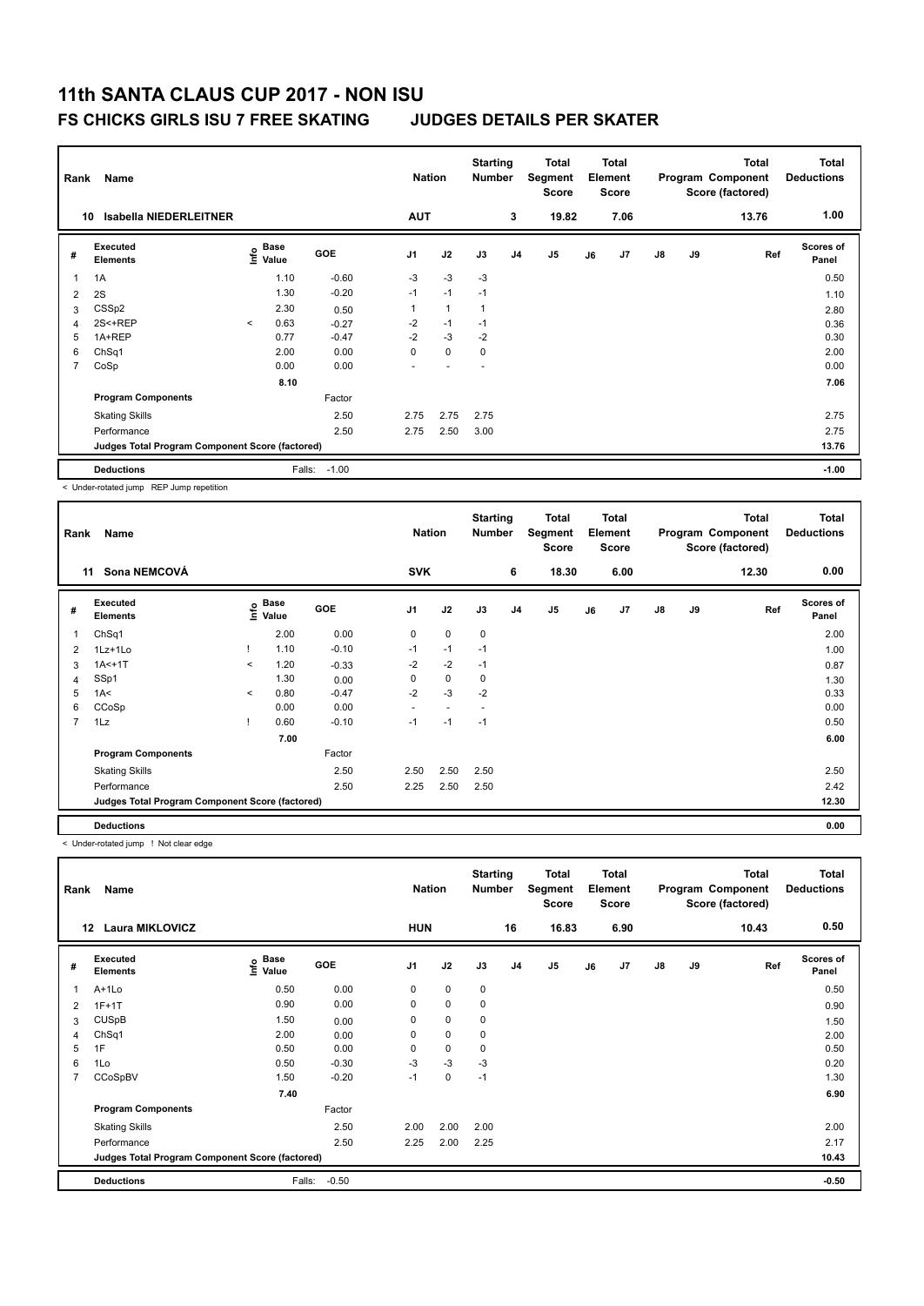# 11th SANTA CLAUS CUP 2017 - NON ISU

## FS CHICKS GIRLS ISU 7 FREE SKATING JUDGES DETAILS PER SKATER

| Rank | Name | Nation | Starting Number | Total Segment Score | Total Element Score | Total Program Component Score (factored) | Total Deductions |
|---|---|---|---|---|---|---|---|
| 10 | Isabella NIEDERLEITNER | AUT | 3 | 19.82 | 7.06 | 13.76 | 1.00 |

| # | Executed Elements | Info | Base Value | GOE | J1 | J2 | J3 | J4 | J5 | J6 | J7 | J8 | J9 | Ref | Scores of Panel |
|---|---|---|---|---|---|---|---|---|---|---|---|---|---|---|---|
| 1 | 1A | | 1.10 | -0.60 | -3 | -3 | -3 | | | | | | | | 0.50 |
| 2 | 2S | | 1.30 | -0.20 | -1 | -1 | -1 | | | | | | | | 1.10 |
| 3 | CSSp2 | | 2.30 | 0.50 | 1 | 1 | 1 | | | | | | | | 2.80 |
| 4 | 2S<+REP | < | 0.63 | -0.27 | -2 | -1 | -1 | | | | | | | | 0.36 |
| 5 | 1A+REP | | 0.77 | -0.47 | -2 | -3 | -2 | | | | | | | | 0.30 |
| 6 | ChSq1 | | 2.00 | 0.00 | 0 | 0 | 0 | | | | | | | | 2.00 |
| 7 | CoSp | | 0.00 | 0.00 | - | - | - | | | | | | | | 0.00 |
| | | | 8.10 | | | | | | | | | | | | 7.06 |
| | Program Components | | | Factor | | | | | | | | | | | |
| | Skating Skills | | | 2.50 | 2.75 | 2.75 | 2.75 | | | | | | | | 2.75 |
| | Performance | | | 2.50 | 2.75 | 2.50 | 3.00 | | | | | | | | 2.75 |
| | Judges Total Program Component Score (factored) | | | | | | | | | | | | | | 13.76 |
| | Deductions | | Falls: | -1.00 | | | | | | | | | | | -1.00 |

< Under-rotated jump REP Jump repetition

| Rank | Name | Nation | Starting Number | Total Segment Score | Total Element Score | Total Program Component Score (factored) | Total Deductions |
|---|---|---|---|---|---|---|---|
| 11 | Sona NEMCOVÁ | SVK | 6 | 18.30 | 6.00 | 12.30 | 0.00 |

| # | Executed Elements | Info | Base Value | GOE | J1 | J2 | J3 | J4 | J5 | J6 | J7 | J8 | J9 | Ref | Scores of Panel |
|---|---|---|---|---|---|---|---|---|---|---|---|---|---|---|---|
| 1 | ChSq1 | | 2.00 | 0.00 | 0 | 0 | 0 | | | | | | | | 2.00 |
| 2 | 1Lz+1Lo | ! | 1.10 | -0.10 | -1 | -1 | -1 | | | | | | | | 1.00 |
| 3 | 1A<+1T | < | 1.20 | -0.33 | -2 | -2 | -1 | | | | | | | | 0.87 |
| 4 | SSp1 | | 1.30 | 0.00 | 0 | 0 | 0 | | | | | | | | 1.30 |
| 5 | 1A< | < | 0.80 | -0.47 | -2 | -3 | -2 | | | | | | | | 0.33 |
| 6 | CCoSp | | 0.00 | 0.00 | - | - | - | | | | | | | | 0.00 |
| 7 | 1Lz | ! | 0.60 | -0.10 | -1 | -1 | -1 | | | | | | | | 0.50 |
| | | | 7.00 | | | | | | | | | | | | 6.00 |
| | Program Components | | | Factor | | | | | | | | | | | |
| | Skating Skills | | | 2.50 | 2.50 | 2.50 | 2.50 | | | | | | | | 2.50 |
| | Performance | | | 2.50 | 2.25 | 2.50 | 2.50 | | | | | | | | 2.42 |
| | Judges Total Program Component Score (factored) | | | | | | | | | | | | | | 12.30 |
| | Deductions | | | | | | | | | | | | | | 0.00 |

< Under-rotated jump ! Not clear edge

| Rank | Name | Nation | Starting Number | Total Segment Score | Total Element Score | Total Program Component Score (factored) | Total Deductions |
|---|---|---|---|---|---|---|---|
| 12 | Laura MIKLOVICZ | HUN | 16 | 16.83 | 6.90 | 10.43 | 0.50 |

| # | Executed Elements | Info | Base Value | GOE | J1 | J2 | J3 | J4 | J5 | J6 | J7 | J8 | J9 | Ref | Scores of Panel |
|---|---|---|---|---|---|---|---|---|---|---|---|---|---|---|---|
| 1 | A+1Lo | | 0.50 | 0.00 | 0 | 0 | 0 | | | | | | | | 0.50 |
| 2 | 1F+1T | | 0.90 | 0.00 | 0 | 0 | 0 | | | | | | | | 0.90 |
| 3 | CUSpB | | 1.50 | 0.00 | 0 | 0 | 0 | | | | | | | | 1.50 |
| 4 | ChSq1 | | 2.00 | 0.00 | 0 | 0 | 0 | | | | | | | | 2.00 |
| 5 | 1F | | 0.50 | 0.00 | 0 | 0 | 0 | | | | | | | | 0.50 |
| 6 | 1Lo | | 0.50 | -0.30 | -3 | -3 | -3 | | | | | | | | 0.20 |
| 7 | CCoSpBV | | 1.50 | -0.20 | -1 | 0 | -1 | | | | | | | | 1.30 |
| | | | 7.40 | | | | | | | | | | | | 6.90 |
| | Program Components | | | Factor | | | | | | | | | | | |
| | Skating Skills | | | 2.50 | 2.00 | 2.00 | 2.00 | | | | | | | | 2.00 |
| | Performance | | | 2.50 | 2.25 | 2.00 | 2.25 | | | | | | | | 2.17 |
| | Judges Total Program Component Score (factored) | | | | | | | | | | | | | | 10.43 |
| | Deductions | | Falls: | -0.50 | | | | | | | | | | | -0.50 |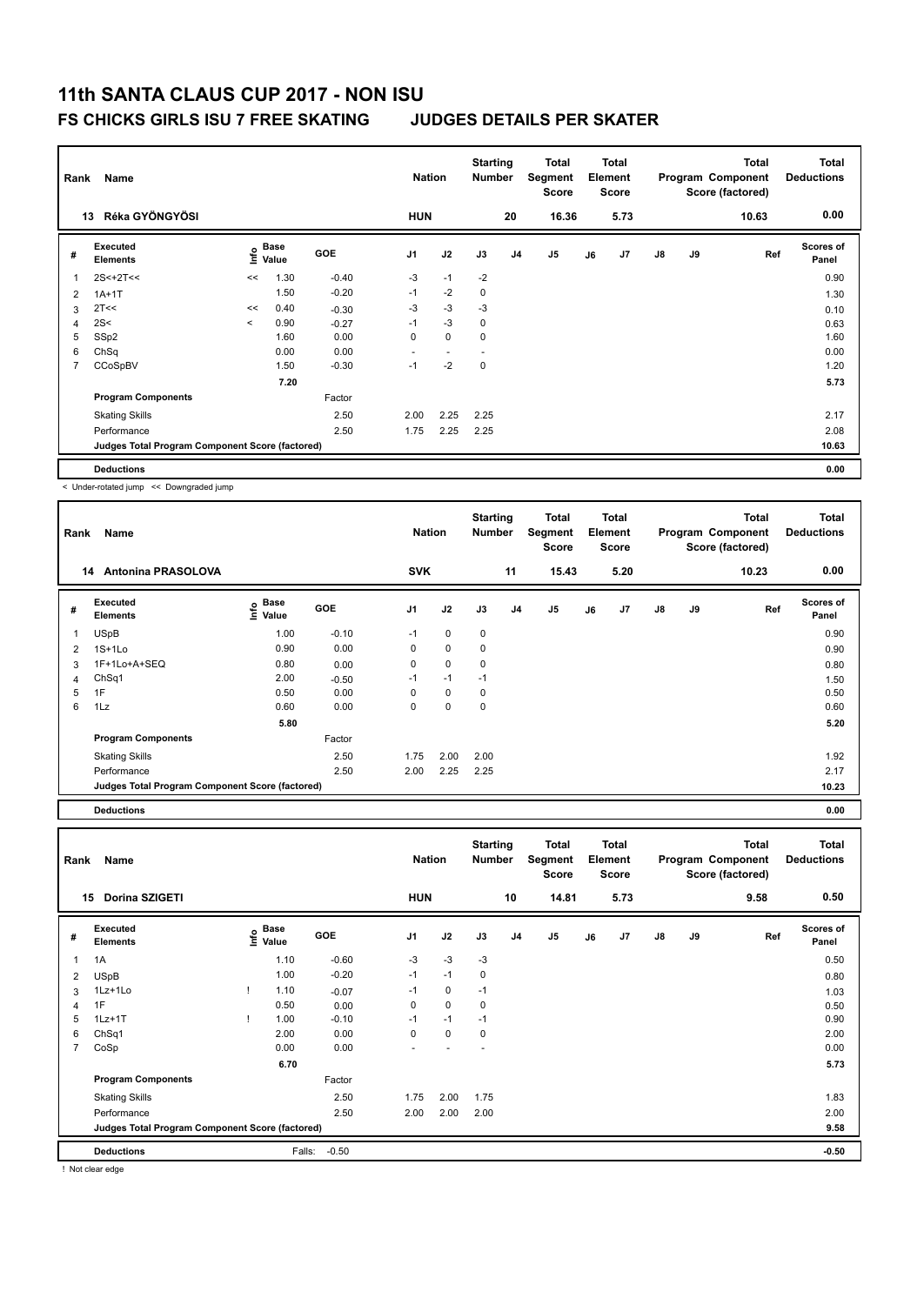# 11th SANTA CLAUS CUP 2017 - NON ISU

## FS CHICKS GIRLS ISU 7 FREE SKATING JUDGES DETAILS PER SKATER

| Rank | Name | Nation | Starting Number | Total Segment Score | Total Element Score | Total Program Component Score (factored) | Total Deductions |
|---|---|---|---|---|---|---|---|
| 13 | Réka GYÖNGYÖSI | HUN | 20 | 16.36 | 5.73 | 10.63 | 0.00 |

| # | Executed Elements | Info | Base Value | GOE | J1 | J2 | J3 | J4 | J5 | J6 | J7 | J8 | J9 | Ref | Scores of Panel |
|---|---|---|---|---|---|---|---|---|---|---|---|---|---|---|---|
| 1 | 2S<+2T<< | << | 1.30 | -0.40 | -3 | -1 | -2 | | | | | | | | 0.90 |
| 2 | 1A+1T | | 1.50 | -0.20 | -1 | -2 | 0 | | | | | | | | 1.30 |
| 3 | 2T<< | << | 0.40 | -0.30 | -3 | -3 | -3 | | | | | | | | 0.10 |
| 4 | 2S< | < | 0.90 | -0.27 | -1 | -3 | 0 | | | | | | | | 0.63 |
| 5 | SSp2 | | 1.60 | 0.00 | 0 | 0 | 0 | | | | | | | | 1.60 |
| 6 | ChSq | | 0.00 | 0.00 | - | - | - | | | | | | | | 0.00 |
| 7 | CCoSpBV | | 1.50 | -0.30 | -1 | -2 | 0 | | | | | | | | 1.20 |
| | | | 7.20 | | | | | | | | | | | | 5.73 |
| | Program Components | | | Factor | | | | | | | | | | | |
| | Skating Skills | | | 2.50 | 2.00 | 2.25 | 2.25 | | | | | | | | 2.17 |
| | Performance | | | 2.50 | 1.75 | 2.25 | 2.25 | | | | | | | | 2.08 |
| | Judges Total Program Component Score (factored) | | | | | | | | | | | | | | 10.63 |
| | Deductions | | | | | | | | | | | | | | 0.00 |

< Under-rotated jump << Downgraded jump

| Rank | Name | Nation | Starting Number | Total Segment Score | Total Element Score | Total Program Component Score (factored) | Total Deductions |
|---|---|---|---|---|---|---|---|
| 14 | Antonina PRASOLOVA | SVK | 11 | 15.43 | 5.20 | 10.23 | 0.00 |

| # | Executed Elements | Info | Base Value | GOE | J1 | J2 | J3 | J4 | J5 | J6 | J7 | J8 | J9 | Ref | Scores of Panel |
|---|---|---|---|---|---|---|---|---|---|---|---|---|---|---|---|
| 1 | USpB | | 1.00 | -0.10 | -1 | 0 | 0 | | | | | | | | 0.90 |
| 2 | 1S+1Lo | | 0.90 | 0.00 | 0 | 0 | 0 | | | | | | | | 0.90 |
| 3 | 1F+1Lo+A+SEQ | | 0.80 | 0.00 | 0 | 0 | 0 | | | | | | | | 0.80 |
| 4 | ChSq1 | | 2.00 | -0.50 | -1 | -1 | -1 | | | | | | | | 1.50 |
| 5 | 1F | | 0.50 | 0.00 | 0 | 0 | 0 | | | | | | | | 0.50 |
| 6 | 1Lz | | 0.60 | 0.00 | 0 | 0 | 0 | | | | | | | | 0.60 |
| | | | 5.80 | | | | | | | | | | | | 5.20 |
| | Program Components | | | Factor | | | | | | | | | | | |
| | Skating Skills | | | 2.50 | 1.75 | 2.00 | 2.00 | | | | | | | | 1.92 |
| | Performance | | | 2.50 | 2.00 | 2.25 | 2.25 | | | | | | | | 2.17 |
| | Judges Total Program Component Score (factored) | | | | | | | | | | | | | | 10.23 |
| | Deductions | | | | | | | | | | | | | | 0.00 |

| Rank | Name | Nation | Starting Number | Total Segment Score | Total Element Score | Total Program Component Score (factored) | Total Deductions |
|---|---|---|---|---|---|---|---|
| 15 | Dorina SZIGETI | HUN | 10 | 14.81 | 5.73 | 9.58 | 0.50 |

| # | Executed Elements | Info | Base Value | GOE | J1 | J2 | J3 | J4 | J5 | J6 | J7 | J8 | J9 | Ref | Scores of Panel |
|---|---|---|---|---|---|---|---|---|---|---|---|---|---|---|---|
| 1 | 1A | | 1.10 | -0.60 | -3 | -3 | -3 | | | | | | | | 0.50 |
| 2 | USpB | | 1.00 | -0.20 | -1 | -1 | 0 | | | | | | | | 0.80 |
| 3 | 1Lz+1Lo | ! | 1.10 | -0.07 | -1 | 0 | -1 | | | | | | | | 1.03 |
| 4 | 1F | | 0.50 | 0.00 | 0 | 0 | 0 | | | | | | | | 0.50 |
| 5 | 1Lz+1T | ! | 1.00 | -0.10 | -1 | -1 | -1 | | | | | | | | 0.90 |
| 6 | ChSq1 | | 2.00 | 0.00 | 0 | 0 | 0 | | | | | | | | 2.00 |
| 7 | CoSp | | 0.00 | 0.00 | - | - | - | | | | | | | | 0.00 |
| | | | 6.70 | | | | | | | | | | | | 5.73 |
| | Program Components | | | Factor | | | | | | | | | | | |
| | Skating Skills | | | 2.50 | 1.75 | 2.00 | 1.75 | | | | | | | | 1.83 |
| | Performance | | | 2.50 | 2.00 | 2.00 | 2.00 | | | | | | | | 2.00 |
| | Judges Total Program Component Score (factored) | | | | | | | | | | | | | | 9.58 |
| | Deductions | | Falls: | -0.50 | | | | | | | | | | | -0.50 |

! Not clear edge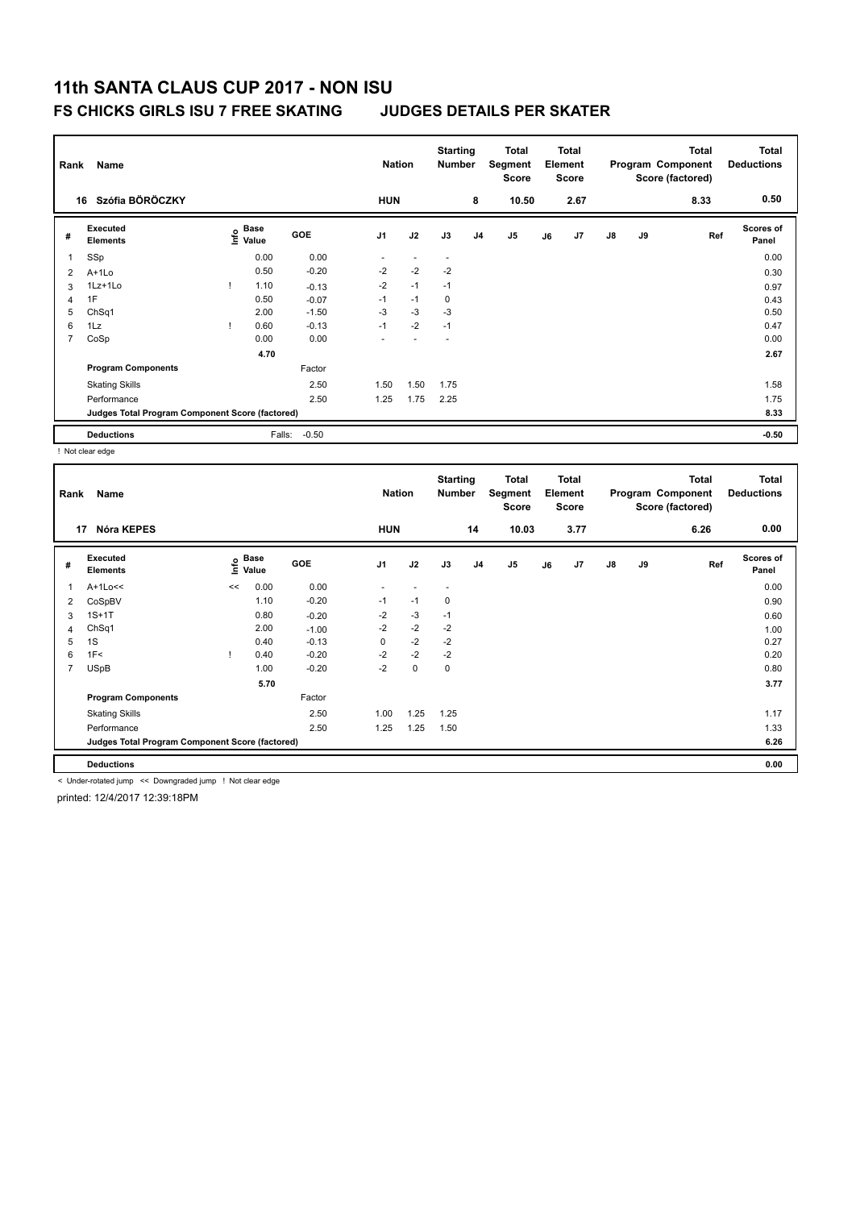# 11th SANTA CLAUS CUP 2017 - NON ISU

## FS CHICKS GIRLS ISU 7 FREE SKATING JUDGES DETAILS PER SKATER

| Rank | Name | Nation | Starting Number | Total Segment Score | Total Element Score | Total Program Component Score (factored) | Total Deductions |
|---|---|---|---|---|---|---|---|
| 16 | Szófia BÖRÖCZKY | HUN | 8 | 10.50 | 2.67 | 8.33 | 0.50 |

| # | Executed Elements | Info | Base Value | GOE | J1 | J2 | J3 | J4 | J5 | J6 | J7 | J8 | J9 | Ref | Scores of Panel |
|---|---|---|---|---|---|---|---|---|---|---|---|---|---|---|---|
| 1 | SSp | | 0.00 | 0.00 | - | - | - | | | | | | | | 0.00 |
| 2 | A+1Lo | | 0.50 | -0.20 | -2 | -2 | -2 | | | | | | | | 0.30 |
| 3 | 1Lz+1Lo | ! | 1.10 | -0.13 | -2 | -1 | -1 | | | | | | | | 0.97 |
| 4 | 1F | | 0.50 | -0.07 | -1 | -1 | 0 | | | | | | | | 0.43 |
| 5 | ChSq1 | | 2.00 | -1.50 | -3 | -3 | -3 | | | | | | | | 0.50 |
| 6 | 1Lz | ! | 0.60 | -0.13 | -1 | -2 | -1 | | | | | | | | 0.47 |
| 7 | CoSp | | 0.00 | 0.00 | - | - | - | | | | | | | | 0.00 |
| | | | 4.70 | | | | | | | | | | | | 2.67 |
| | Program Components | | | Factor | | | | | | | | | | | |
| | Skating Skills | | | 2.50 | 1.50 | 1.50 | 1.75 | | | | | | | | 1.58 |
| | Performance | | | 2.50 | 1.25 | 1.75 | 2.25 | | | | | | | | 1.75 |
| | Judges Total Program Component Score (factored) | | | | | | | | | | | | | | 8.33 |
| | Deductions | | | Falls: -0.50 | | | | | | | | | | | -0.50 |

! Not clear edge

| Rank | Name | Nation | Starting Number | Total Segment Score | Total Element Score | Total Program Component Score (factored) | Total Deductions |
|---|---|---|---|---|---|---|---|
| 17 | Nóra KEPES | HUN | 14 | 10.03 | 3.77 | 6.26 | 0.00 |

| # | Executed Elements | Info | Base Value | GOE | J1 | J2 | J3 | J4 | J5 | J6 | J7 | J8 | J9 | Ref | Scores of Panel |
|---|---|---|---|---|---|---|---|---|---|---|---|---|---|---|---|
| 1 | A+1Lo<< | << | 0.00 | 0.00 | - | - | - | | | | | | | | 0.00 |
| 2 | CoSpBV | | 1.10 | -0.20 | -1 | -1 | 0 | | | | | | | | 0.90 |
| 3 | 1S+1T | | 0.80 | -0.20 | -2 | -3 | -1 | | | | | | | | 0.60 |
| 4 | ChSq1 | | 2.00 | -1.00 | -2 | -2 | -2 | | | | | | | | 1.00 |
| 5 | 1S | | 0.40 | -0.13 | 0 | -2 | -2 | | | | | | | | 0.27 |
| 6 | 1F< | ! | 0.40 | -0.20 | -2 | -2 | -2 | | | | | | | | 0.20 |
| 7 | USpB | | 1.00 | -0.20 | -2 | 0 | 0 | | | | | | | | 0.80 |
| | | | 5.70 | | | | | | | | | | | | 3.77 |
| | Program Components | | | Factor | | | | | | | | | | | |
| | Skating Skills | | | 2.50 | 1.00 | 1.25 | 1.25 | | | | | | | | 1.17 |
| | Performance | | | 2.50 | 1.25 | 1.25 | 1.50 | | | | | | | | 1.33 |
| | Judges Total Program Component Score (factored) | | | | | | | | | | | | | | 6.26 |
| | Deductions | | | | | | | | | | | | | | 0.00 |

< Under-rotated jump << Downgraded jump ! Not clear edge

printed: 12/4/2017 12:39:18PM